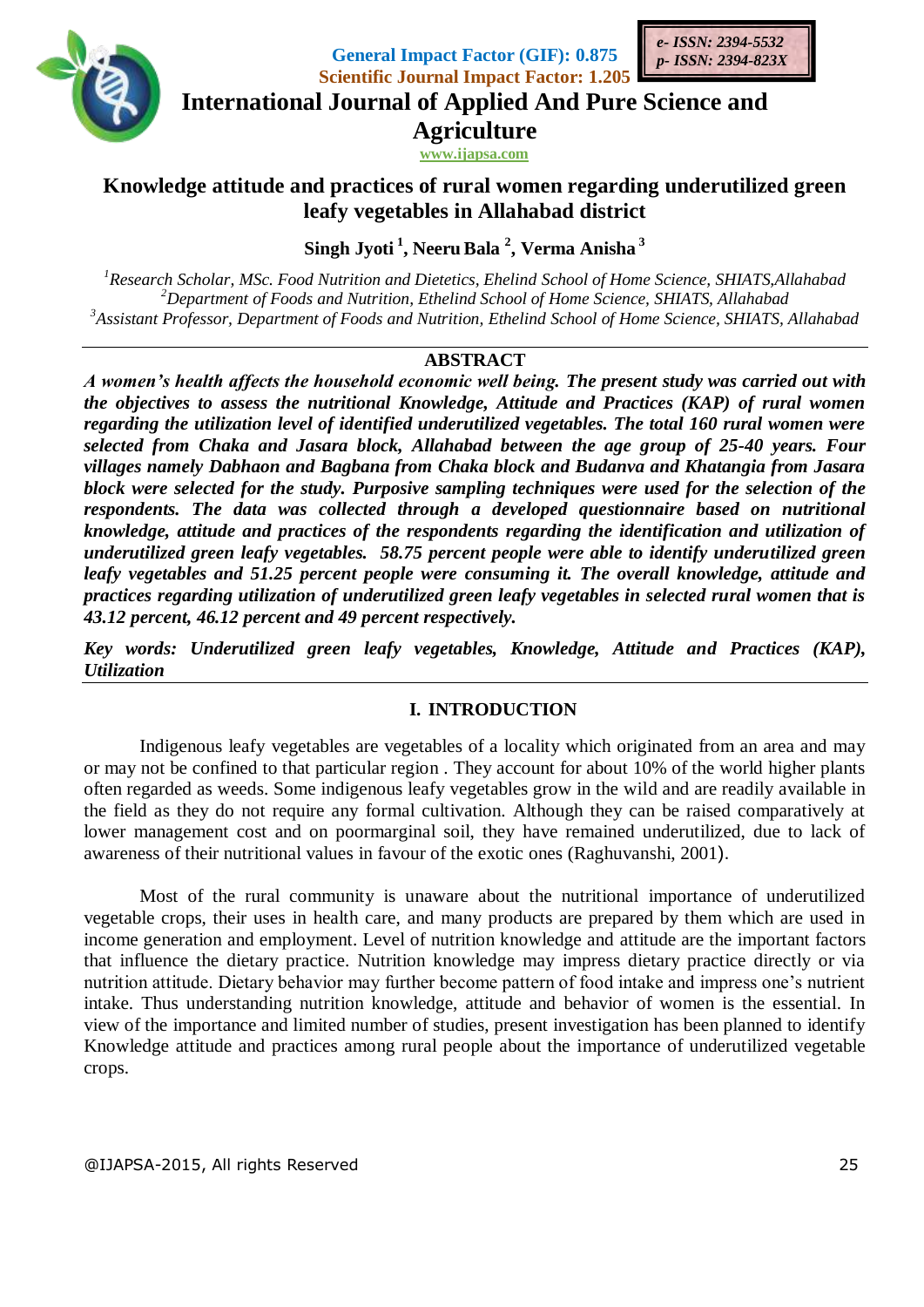General Impact Factor (GIF): 0.875
Scientific Journal Impact Factor: 1.205

e- ISSN: 2394-5532
p- ISSN: 2394-823X

# International Journal of Applied And Pure Science and Agriculture

www.ijapsa.com

## Knowledge attitude and practices of rural women regarding underutilized green leafy vegetables in Allahabad district

**Singh Jyoti [1], Neeru Bala [2], Verma Anisha [3]**

[1]*Research Scholar, MSc. Food Nutrition and Dietetics, Ehelind School of Home Science, SHIATS,Allahabad*
[2]*Department of Foods and Nutrition, Ethelind School of Home Science, SHIATS, Allahabad*
[3]*Assistant Professor, Department of Foods and Nutrition, Ethelind School of Home Science, SHIATS, Allahabad*

### ABSTRACT

***A women's health affects the household economic well being. The present study was carried out with the objectives to assess the nutritional Knowledge, Attitude and Practices (KAP) of rural women regarding the utilization level of identified underutilized vegetables. The total 160 rural women were selected from Chaka and Jasara block, Allahabad between the age group of 25-40 years. Four villages namely Dabhaon and Bagbana from Chaka block and Budanva and Khatangia from Jasara block were selected for the study. Purposive sampling techniques were used for the selection of the respondents. The data was collected through a developed questionnaire based on nutritional knowledge, attitude and practices of the respondents regarding the identification and utilization of underutilized green leafy vegetables. 58.75 percent people were able to identify underutilized green leafy vegetables and 51.25 percent people were consuming it. The overall knowledge, attitude and practices regarding utilization of underutilized green leafy vegetables in selected rural women that is 43.12 percent, 46.12 percent and 49 percent respectively.***

***Key words: Underutilized green leafy vegetables, Knowledge, Attitude and Practices (KAP), Utilization***

## I. INTRODUCTION

Indigenous leafy vegetables are vegetables of a locality which originated from an area and may or may not be confined to that particular region . They account for about 10% of the world higher plants often regarded as weeds. Some indigenous leafy vegetables grow in the wild and are readily available in the field as they do not require any formal cultivation. Although they can be raised comparatively at lower management cost and on poormarginal soil, they have remained underutilized, due to lack of awareness of their nutritional values in favour of the exotic ones (Raghuvanshi, 2001).

Most of the rural community is unaware about the nutritional importance of underutilized vegetable crops, their uses in health care, and many products are prepared by them which are used in income generation and employment. Level of nutrition knowledge and attitude are the important factors that influence the dietary practice. Nutrition knowledge may impress dietary practice directly or via nutrition attitude. Dietary behavior may further become pattern of food intake and impress one's nutrient intake. Thus understanding nutrition knowledge, attitude and behavior of women is the essential. In view of the importance and limited number of studies, present investigation has been planned to identify Knowledge attitude and practices among rural people about the importance of underutilized vegetable crops.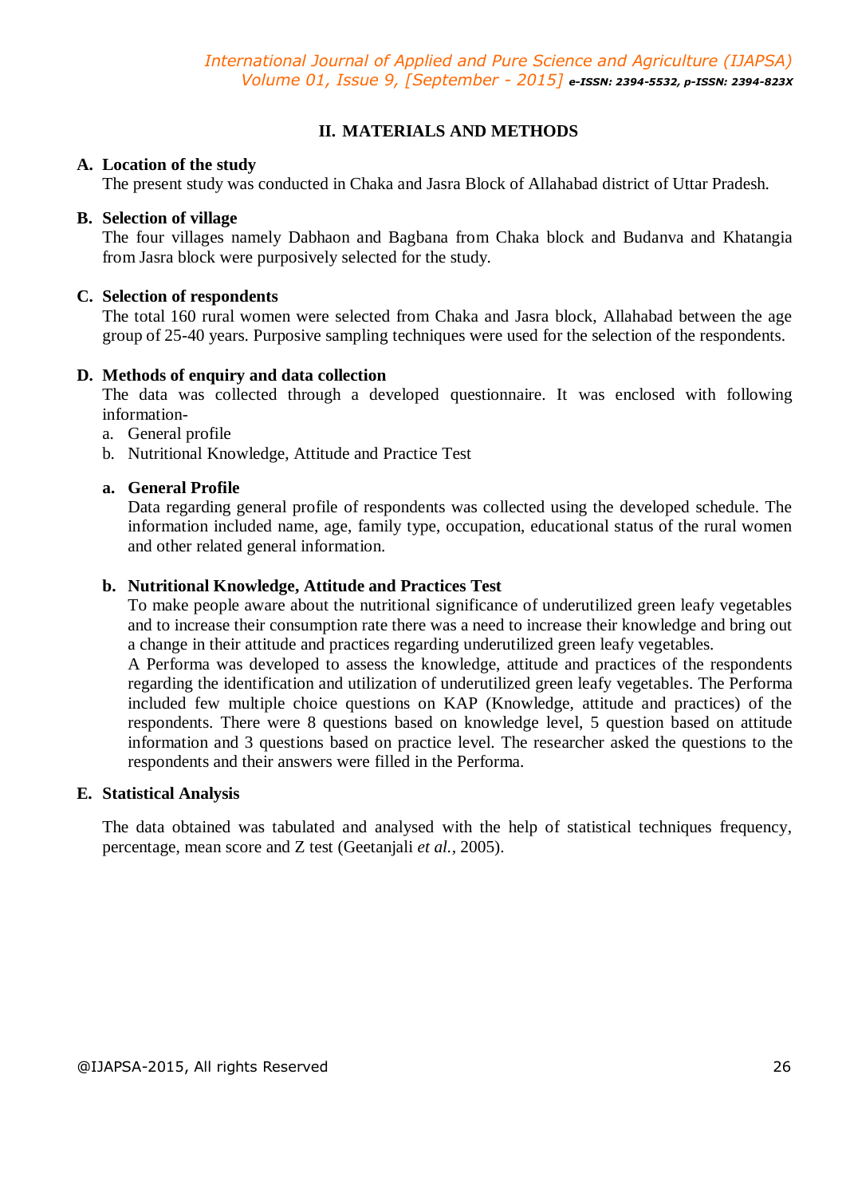## II. MATERIALS AND METHODS

### A. Location of the study

The present study was conducted in Chaka and Jasra Block of Allahabad district of Uttar Pradesh.

### B. Selection of village

The four villages namely Dabhaon and Bagbana from Chaka block and Budanva and Khatangia from Jasra block were purposively selected for the study.

### C. Selection of respondents

The total 160 rural women were selected from Chaka and Jasra block, Allahabad between the age group of 25-40 years. Purposive sampling techniques were used for the selection of the respondents.

### D. Methods of enquiry and data collection

The data was collected through a developed questionnaire. It was enclosed with following information-

a. General profile
b. Nutritional Knowledge, Attitude and Practice Test

#### a. General Profile

Data regarding general profile of respondents was collected using the developed schedule. The information included name, age, family type, occupation, educational status of the rural women and other related general information.

#### b. Nutritional Knowledge, Attitude and Practices Test

To make people aware about the nutritional significance of underutilized green leafy vegetables and to increase their consumption rate there was a need to increase their knowledge and bring out a change in their attitude and practices regarding underutilized green leafy vegetables.

A Performa was developed to assess the knowledge, attitude and practices of the respondents regarding the identification and utilization of underutilized green leafy vegetables. The Performa included few multiple choice questions on KAP (Knowledge, attitude and practices) of the respondents. There were 8 questions based on knowledge level, 5 question based on attitude information and 3 questions based on practice level. The researcher asked the questions to the respondents and their answers were filled in the Performa.

### E. Statistical Analysis

The data obtained was tabulated and analysed with the help of statistical techniques frequency, percentage, mean score and Z test (Geetanjali *et al.*, 2005).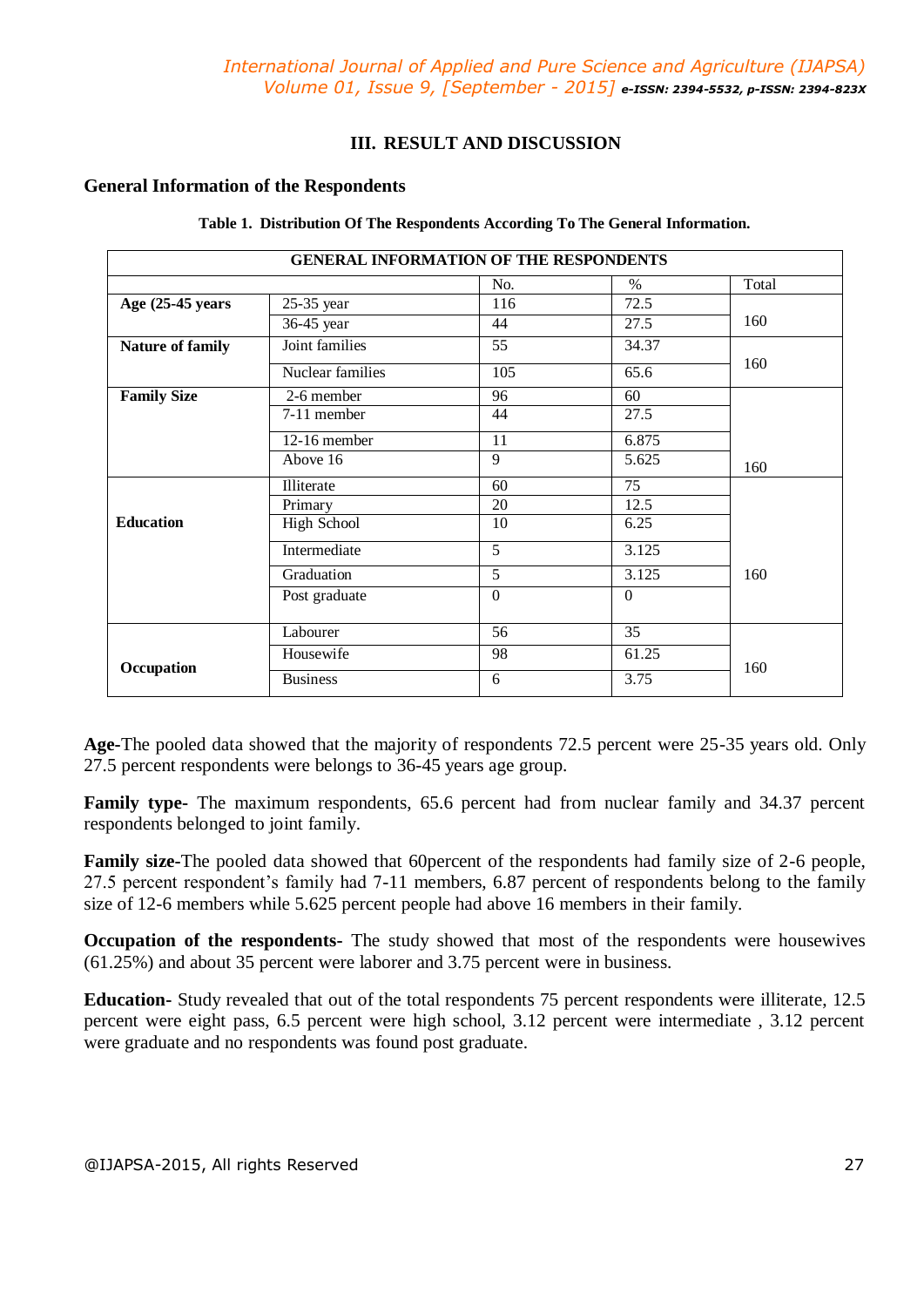## III. RESULT AND DISCUSSION

### General Information of the Respondents

**Table 1. Distribution Of The Respondents According To The General Information.**

| GENERAL INFORMATION OF THE RESPONDENTS | | | | |
|---|---|---|---|---|
| | | No. | % | Total |
| **Age (25-45 years** | 25-35 year | 116 | 72.5 | 160 |
| | 36-45 year | 44 | 27.5 | |
| **Nature of family** | Joint families | 55 | 34.37 | 160 |
| | Nuclear families | 105 | 65.6 | |
| **Family Size** | 2-6 member | 96 | 60 | 160 |
| | 7-11 member | 44 | 27.5 | |
| | 12-16 member | 11 | 6.875 | |
| | Above 16 | 9 | 5.625 | |
| **Education** | Illiterate | 60 | 75 | 160 |
| | Primary | 20 | 12.5 | |
| | High School | 10 | 6.25 | |
| | Intermediate | 5 | 3.125 | |
| | Graduation | 5 | 3.125 | |
| | Post graduate | 0 | 0 | |
| **Occupation** | Labourer | 56 | 35 | 160 |
| | Housewife | 98 | 61.25 | |
| | Business | 6 | 3.75 | |

**Age-**The pooled data showed that the majority of respondents 72.5 percent were 25-35 years old. Only 27.5 percent respondents were belongs to 36-45 years age group.

**Family type-** The maximum respondents, 65.6 percent had from nuclear family and 34.37 percent respondents belonged to joint family.

**Family size-**The pooled data showed that 60percent of the respondents had family size of 2-6 people, 27.5 percent respondent's family had 7-11 members, 6.87 percent of respondents belong to the family size of 12-6 members while 5.625 percent people had above 16 members in their family.

**Occupation of the respondents-** The study showed that most of the respondents were housewives (61.25%) and about 35 percent were laborer and 3.75 percent were in business.

**Education-** Study revealed that out of the total respondents 75 percent respondents were illiterate, 12.5 percent were eight pass, 6.5 percent were high school, 3.12 percent were intermediate , 3.12 percent were graduate and no respondents was found post graduate.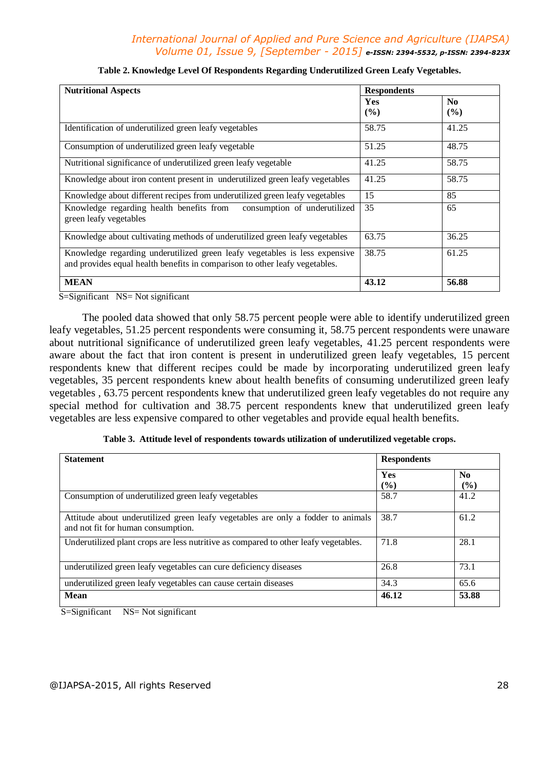**Table 2. Knowledge Level Of Respondents Regarding Underutilized Green Leafy Vegetables.**

| Nutritional Aspects | Respondents | |
|---|---|---|
| | **Yes (%)** | **No (%)** |
| Identification of underutilized green leafy vegetables | 58.75 | 41.25 |
| Consumption of underutilized green leafy vegetable | 51.25 | 48.75 |
| Nutritional significance of underutilized green leafy vegetable | 41.25 | 58.75 |
| Knowledge about iron content present in underutilized green leafy vegetables | 41.25 | 58.75 |
| Knowledge about different recipes from underutilized green leafy vegetables | 15 | 85 |
| Knowledge regarding health benefits from consumption of underutilized green leafy vegetables | 35 | 65 |
| Knowledge about cultivating methods of underutilized green leafy vegetables | 63.75 | 36.25 |
| Knowledge regarding underutilized green leafy vegetables is less expensive and provides equal health benefits in comparison to other leafy vegetables. | 38.75 | 61.25 |
| **MEAN** | **43.12** | **56.88** |

S=Significant NS= Not significant

The pooled data showed that only 58.75 percent people were able to identify underutilized green leafy vegetables, 51.25 percent respondents were consuming it, 58.75 percent respondents were unaware about nutritional significance of underutilized green leafy vegetables, 41.25 percent respondents were aware about the fact that iron content is present in underutilized green leafy vegetables, 15 percent respondents knew that different recipes could be made by incorporating underutilized green leafy vegetables, 35 percent respondents knew about health benefits of consuming underutilized green leafy vegetables , 63.75 percent respondents knew that underutilized green leafy vegetables do not require any special method for cultivation and 38.75 percent respondents knew that underutilized green leafy vegetables are less expensive compared to other vegetables and provide equal health benefits.

**Table 3. Attitude level of respondents towards utilization of underutilized vegetable crops.**

| Statement | Respondents | |
|---|---|---|
| | **Yes (%)** | **No (%)** |
| Consumption of underutilized green leafy vegetables | 58.7 | 41.2 |
| Attitude about underutilized green leafy vegetables are only a fodder to animals and not fit for human consumption. | 38.7 | 61.2 |
| Underutilized plant crops are less nutritive as compared to other leafy vegetables. | 71.8 | 28.1 |
| underutilized green leafy vegetables can cure deficiency diseases | 26.8 | 73.1 |
| underutilized green leafy vegetables can cause certain diseases | 34.3 | 65.6 |
| **Mean** | **46.12** | **53.88** |

S=Significant NS= Not significant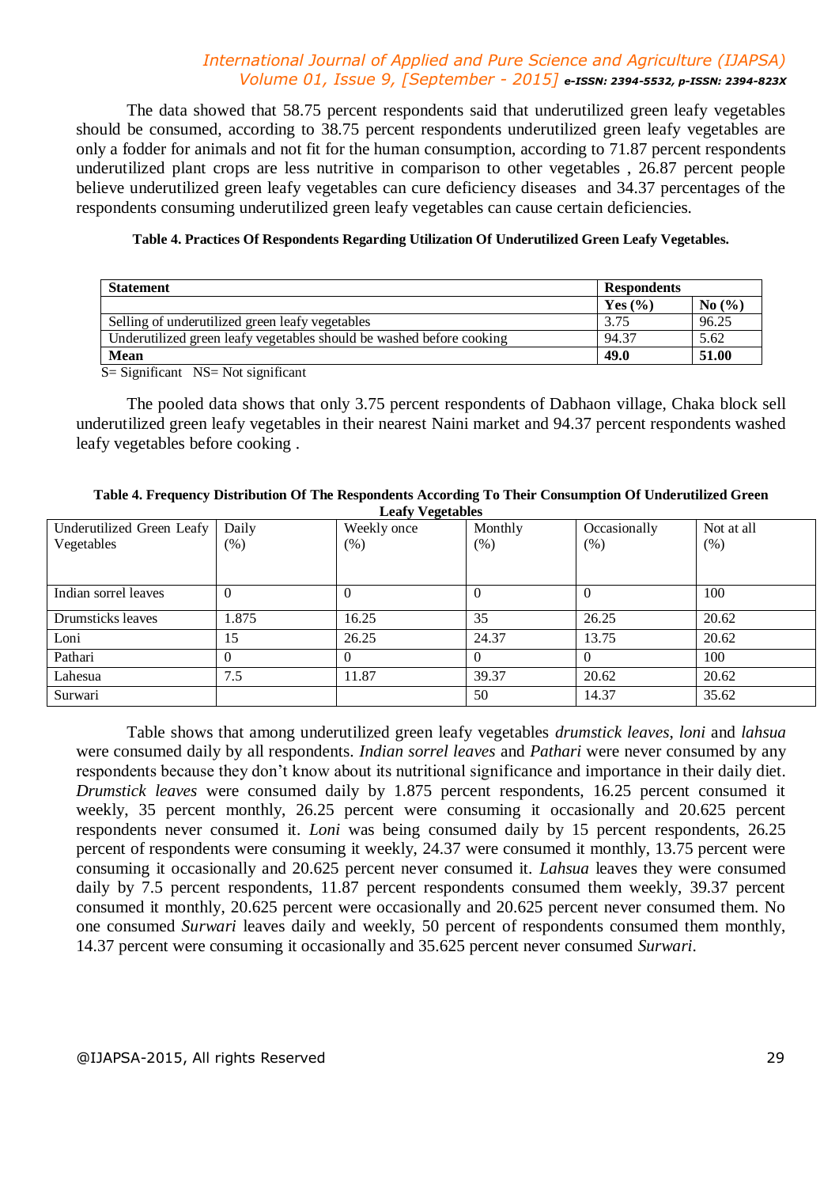The data showed that 58.75 percent respondents said that underutilized green leafy vegetables should be consumed, according to 38.75 percent respondents underutilized green leafy vegetables are only a fodder for animals and not fit for the human consumption, according to 71.87 percent respondents underutilized plant crops are less nutritive in comparison to other vegetables , 26.87 percent people believe underutilized green leafy vegetables can cure deficiency diseases and 34.37 percentages of the respondents consuming underutilized green leafy vegetables can cause certain deficiencies.

**Table 4. Practices Of Respondents Regarding Utilization Of Underutilized Green Leafy Vegetables.**

| Statement | Respondents | |
|---|---|---|
| | **Yes (%)** | **No (%)** |
| Selling of underutilized green leafy vegetables | 3.75 | 96.25 |
| Underutilized green leafy vegetables should be washed before cooking | 94.37 | 5.62 |
| **Mean** | **49.0** | **51.00** |

S= Significant NS= Not significant

The pooled data shows that only 3.75 percent respondents of Dabhaon village, Chaka block sell underutilized green leafy vegetables in their nearest Naini market and 94.37 percent respondents washed leafy vegetables before cooking .

**Table 4. Frequency Distribution Of The Respondents According To Their Consumption Of Underutilized Green Leafy Vegetables**

| Underutilized Green Leafy Vegetables | Daily (%) | Weekly once (%) | Monthly (%) | Occasionally (%) | Not at all (%) |
|---|---|---|---|---|---|
| Indian sorrel leaves | 0 | 0 | 0 | 0 | 100 |
| Drumsticks leaves | 1.875 | 16.25 | 35 | 26.25 | 20.62 |
| Loni | 15 | 26.25 | 24.37 | 13.75 | 20.62 |
| Pathari | 0 | 0 | 0 | 0 | 100 |
| Lahesua | 7.5 | 11.87 | 39.37 | 20.62 | 20.62 |
| Surwari | | | 50 | 14.37 | 35.62 |

Table shows that among underutilized green leafy vegetables *drumstick leaves*, *loni* and *lahsua* were consumed daily by all respondents. *Indian sorrel leaves* and *Pathari* were never consumed by any respondents because they don't know about its nutritional significance and importance in their daily diet. *Drumstick leaves* were consumed daily by 1.875 percent respondents, 16.25 percent consumed it weekly, 35 percent monthly, 26.25 percent were consuming it occasionally and 20.625 percent respondents never consumed it. *Loni* was being consumed daily by 15 percent respondents, 26.25 percent of respondents were consuming it weekly, 24.37 were consumed it monthly, 13.75 percent were consuming it occasionally and 20.625 percent never consumed it. *Lahsua* leaves they were consumed daily by 7.5 percent respondents, 11.87 percent respondents consumed them weekly, 39.37 percent consumed it monthly, 20.625 percent were occasionally and 20.625 percent never consumed them. No one consumed *Surwari* leaves daily and weekly, 50 percent of respondents consumed them monthly, 14.37 percent were consuming it occasionally and 35.625 percent never consumed *Surwari*.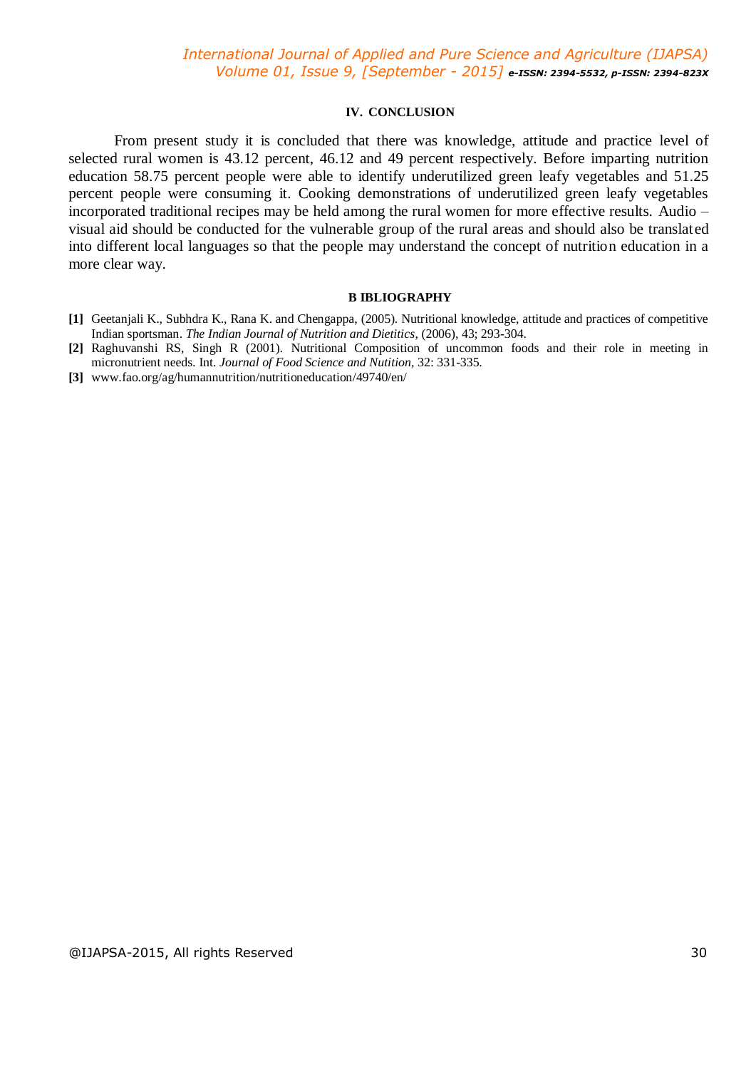## IV. CONCLUSION

From present study it is concluded that there was knowledge, attitude and practice level of selected rural women is 43.12 percent, 46.12 and 49 percent respectively. Before imparting nutrition education 58.75 percent people were able to identify underutilized green leafy vegetables and 51.25 percent people were consuming it. Cooking demonstrations of underutilized green leafy vegetables incorporated traditional recipes may be held among the rural women for more effective results. Audio – visual aid should be conducted for the vulnerable group of the rural areas and should also be translated into different local languages so that the people may understand the concept of nutrition education in a more clear way.

## B IBLIOGRAPHY

**[1]** Geetanjali K., Subhdra K., Rana K. and Chengappa, (2005). Nutritional knowledge, attitude and practices of competitive Indian sportsman. *The Indian Journal of Nutrition and Dietitics*, (2006), 43; 293-304.

**[2]** Raghuvanshi RS, Singh R (2001). Nutritional Composition of uncommon foods and their role in meeting in micronutrient needs. Int. *Journal of Food Science and Nutrition*, 32: 331-335.

**[3]** www.fao.org/ag/humannutrition/nutritioneducation/49740/en/